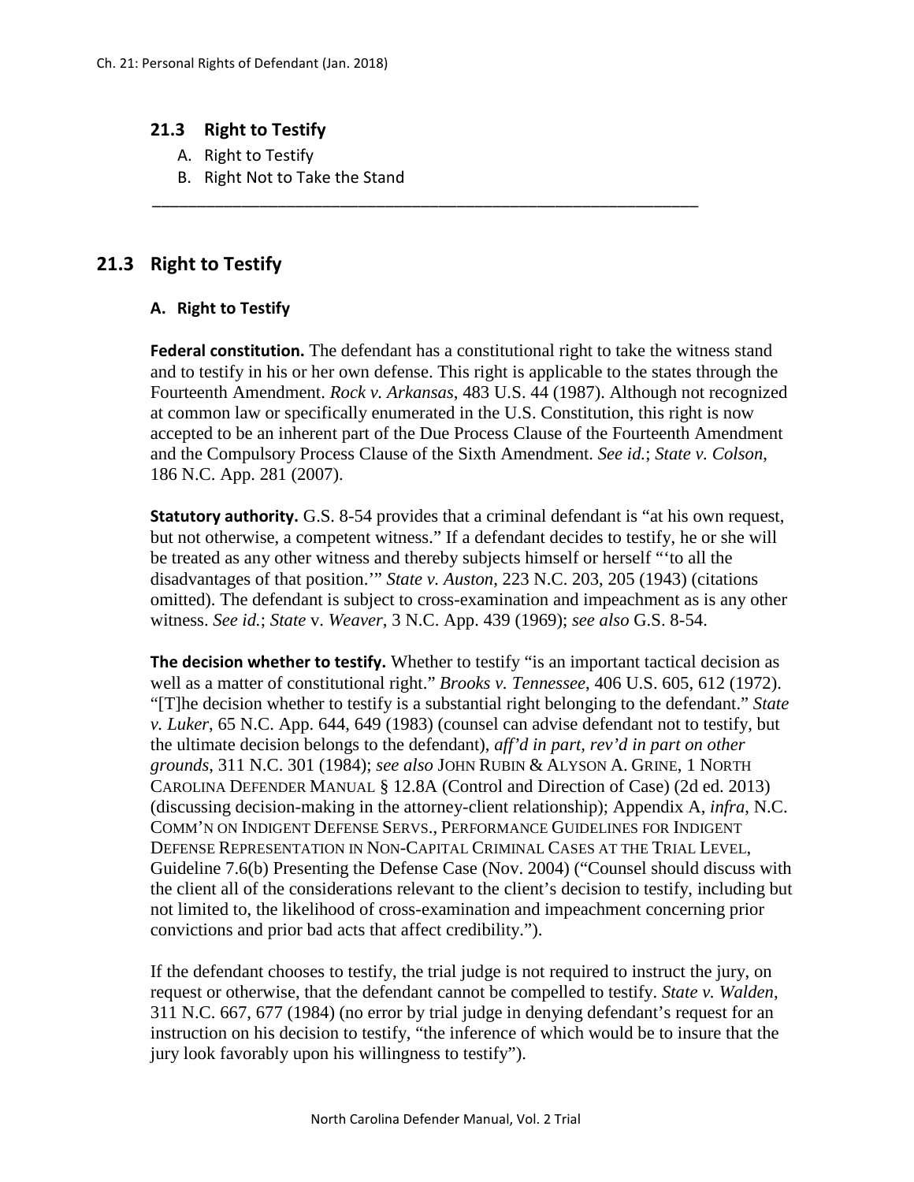## 21.3 Right to Testify

A. Right to Testify
B. Right Not to Take the Stand

---

## 21.3 Right to Testify

### A. Right to Testify

**Federal constitution.** The defendant has a constitutional right to take the witness stand and to testify in his or her own defense. This right is applicable to the states through the Fourteenth Amendment. *Rock v. Arkansas*, 483 U.S. 44 (1987). Although not recognized at common law or specifically enumerated in the U.S. Constitution, this right is now accepted to be an inherent part of the Due Process Clause of the Fourteenth Amendment and the Compulsory Process Clause of the Sixth Amendment. *See id.*; *State v. Colson*, 186 N.C. App. 281 (2007).

**Statutory authority.** G.S. 8-54 provides that a criminal defendant is "at his own request, but not otherwise, a competent witness." If a defendant decides to testify, he or she will be treated as any other witness and thereby subjects himself or herself "'to all the disadvantages of that position.'" *State v. Auston*, 223 N.C. 203, 205 (1943) (citations omitted). The defendant is subject to cross-examination and impeachment as is any other witness. *See id.*; *State* v. *Weaver*, 3 N.C. App. 439 (1969); *see also* G.S. 8-54.

**The decision whether to testify.** Whether to testify "is an important tactical decision as well as a matter of constitutional right." *Brooks v. Tennessee*, 406 U.S. 605, 612 (1972). "[T]he decision whether to testify is a substantial right belonging to the defendant." *State v. Luker*, 65 N.C. App. 644, 649 (1983) (counsel can advise defendant not to testify, but the ultimate decision belongs to the defendant), *aff'd in part, rev'd in part on other grounds*, 311 N.C. 301 (1984); *see also* JOHN RUBIN & ALYSON A. GRINE, 1 NORTH CAROLINA DEFENDER MANUAL § 12.8A (Control and Direction of Case) (2d ed. 2013) (discussing decision-making in the attorney-client relationship); Appendix A, *infra*, N.C. COMM'N ON INDIGENT DEFENSE SERVS., PERFORMANCE GUIDELINES FOR INDIGENT DEFENSE REPRESENTATION IN NON-CAPITAL CRIMINAL CASES AT THE TRIAL LEVEL, Guideline 7.6(b) Presenting the Defense Case (Nov. 2004) ("Counsel should discuss with the client all of the considerations relevant to the client's decision to testify, including but not limited to, the likelihood of cross-examination and impeachment concerning prior convictions and prior bad acts that affect credibility.").

If the defendant chooses to testify, the trial judge is not required to instruct the jury, on request or otherwise, that the defendant cannot be compelled to testify. *State v. Walden*, 311 N.C. 667, 677 (1984) (no error by trial judge in denying defendant's request for an instruction on his decision to testify, "the inference of which would be to insure that the jury look favorably upon his willingness to testify").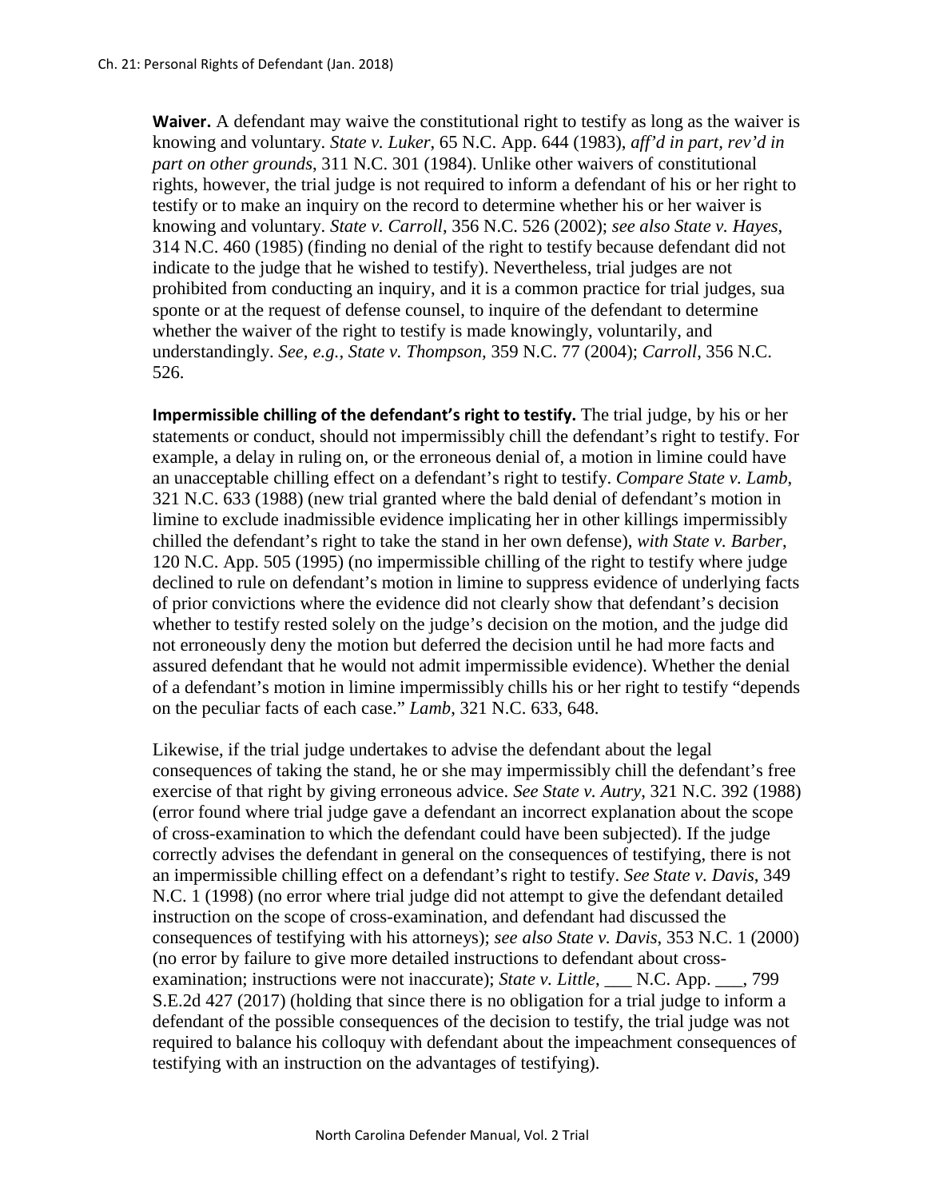**Waiver.** A defendant may waive the constitutional right to testify as long as the waiver is knowing and voluntary. *State v. Luker*, 65 N.C. App. 644 (1983), *aff'd in part, rev'd in part on other grounds*, 311 N.C. 301 (1984). Unlike other waivers of constitutional rights, however, the trial judge is not required to inform a defendant of his or her right to testify or to make an inquiry on the record to determine whether his or her waiver is knowing and voluntary. *State v. Carroll*, 356 N.C. 526 (2002); *see also State v. Hayes*, 314 N.C. 460 (1985) (finding no denial of the right to testify because defendant did not indicate to the judge that he wished to testify). Nevertheless, trial judges are not prohibited from conducting an inquiry, and it is a common practice for trial judges, sua sponte or at the request of defense counsel, to inquire of the defendant to determine whether the waiver of the right to testify is made knowingly, voluntarily, and understandingly. *See, e.g.*, *State v. Thompson*, 359 N.C. 77 (2004); *Carroll*, 356 N.C. 526.

**Impermissible chilling of the defendant's right to testify.** The trial judge, by his or her statements or conduct, should not impermissibly chill the defendant's right to testify. For example, a delay in ruling on, or the erroneous denial of, a motion in limine could have an unacceptable chilling effect on a defendant's right to testify. *Compare State v. Lamb*, 321 N.C. 633 (1988) (new trial granted where the bald denial of defendant's motion in limine to exclude inadmissible evidence implicating her in other killings impermissibly chilled the defendant's right to take the stand in her own defense), *with State v. Barber*, 120 N.C. App. 505 (1995) (no impermissible chilling of the right to testify where judge declined to rule on defendant's motion in limine to suppress evidence of underlying facts of prior convictions where the evidence did not clearly show that defendant's decision whether to testify rested solely on the judge's decision on the motion, and the judge did not erroneously deny the motion but deferred the decision until he had more facts and assured defendant that he would not admit impermissible evidence). Whether the denial of a defendant's motion in limine impermissibly chills his or her right to testify "depends on the peculiar facts of each case." *Lamb*, 321 N.C. 633, 648.

Likewise, if the trial judge undertakes to advise the defendant about the legal consequences of taking the stand, he or she may impermissibly chill the defendant's free exercise of that right by giving erroneous advice. *See State v. Autry*, 321 N.C. 392 (1988) (error found where trial judge gave a defendant an incorrect explanation about the scope of cross-examination to which the defendant could have been subjected). If the judge correctly advises the defendant in general on the consequences of testifying, there is not an impermissible chilling effect on a defendant's right to testify. *See State v. Davis*, 349 N.C. 1 (1998) (no error where trial judge did not attempt to give the defendant detailed instruction on the scope of cross-examination, and defendant had discussed the consequences of testifying with his attorneys); *see also State v. Davis*, 353 N.C. 1 (2000) (no error by failure to give more detailed instructions to defendant about cross-examination; instructions were not inaccurate); *State v. Little*, ___ N.C. App. ___, 799 S.E.2d 427 (2017) (holding that since there is no obligation for a trial judge to inform a defendant of the possible consequences of the decision to testify, the trial judge was not required to balance his colloquy with defendant about the impeachment consequences of testifying with an instruction on the advantages of testifying).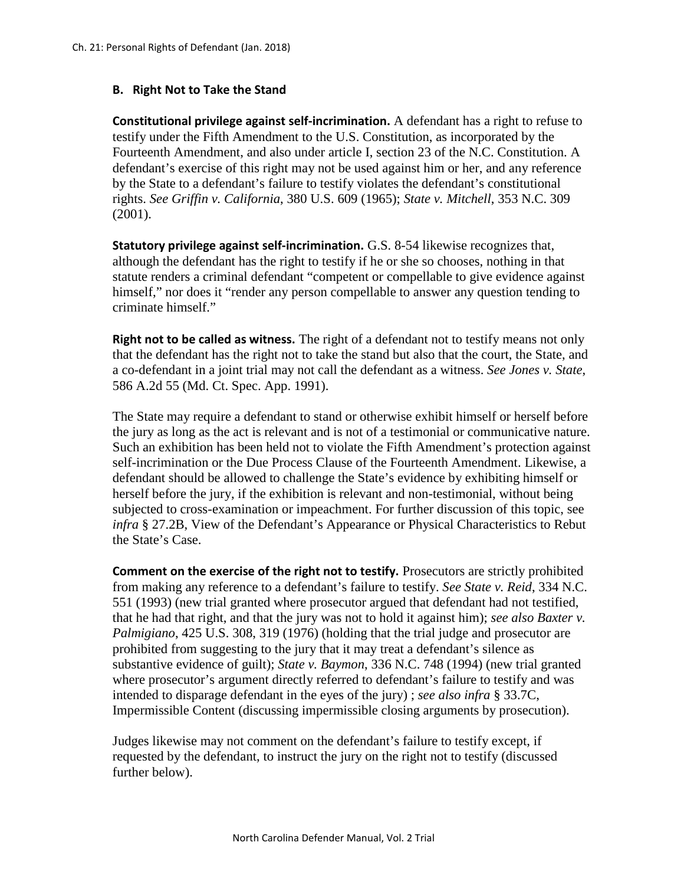## B. Right Not to Take the Stand

**Constitutional privilege against self-incrimination.** A defendant has a right to refuse to testify under the Fifth Amendment to the U.S. Constitution, as incorporated by the Fourteenth Amendment, and also under article I, section 23 of the N.C. Constitution. A defendant's exercise of this right may not be used against him or her, and any reference by the State to a defendant's failure to testify violates the defendant's constitutional rights. *See Griffin v. California*, 380 U.S. 609 (1965); *State v. Mitchell*, 353 N.C. 309 (2001).

**Statutory privilege against self-incrimination.** G.S. 8-54 likewise recognizes that, although the defendant has the right to testify if he or she so chooses, nothing in that statute renders a criminal defendant "competent or compellable to give evidence against himself," nor does it "render any person compellable to answer any question tending to criminate himself."

**Right not to be called as witness.** The right of a defendant not to testify means not only that the defendant has the right not to take the stand but also that the court, the State, and a co-defendant in a joint trial may not call the defendant as a witness. *See Jones v. State*, 586 A.2d 55 (Md. Ct. Spec. App. 1991).

The State may require a defendant to stand or otherwise exhibit himself or herself before the jury as long as the act is relevant and is not of a testimonial or communicative nature. Such an exhibition has been held not to violate the Fifth Amendment's protection against self-incrimination or the Due Process Clause of the Fourteenth Amendment. Likewise, a defendant should be allowed to challenge the State's evidence by exhibiting himself or herself before the jury, if the exhibition is relevant and non-testimonial, without being subjected to cross-examination or impeachment. For further discussion of this topic, see *infra* § 27.2B, View of the Defendant's Appearance or Physical Characteristics to Rebut the State's Case.

**Comment on the exercise of the right not to testify.** Prosecutors are strictly prohibited from making any reference to a defendant's failure to testify. *See State v. Reid*, 334 N.C. 551 (1993) (new trial granted where prosecutor argued that defendant had not testified, that he had that right, and that the jury was not to hold it against him); *see also Baxter v. Palmigiano*, 425 U.S. 308, 319 (1976) (holding that the trial judge and prosecutor are prohibited from suggesting to the jury that it may treat a defendant's silence as substantive evidence of guilt); *State v. Baymon*, 336 N.C. 748 (1994) (new trial granted where prosecutor's argument directly referred to defendant's failure to testify and was intended to disparage defendant in the eyes of the jury) ; *see also infra* § 33.7C, Impermissible Content (discussing impermissible closing arguments by prosecution).

Judges likewise may not comment on the defendant's failure to testify except, if requested by the defendant, to instruct the jury on the right not to testify (discussed further below).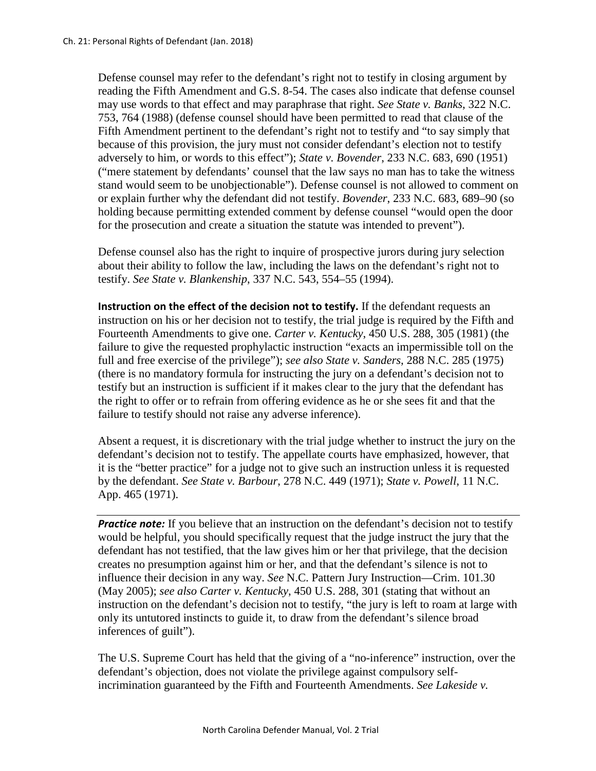Defense counsel may refer to the defendant's right not to testify in closing argument by reading the Fifth Amendment and G.S. 8-54. The cases also indicate that defense counsel may use words to that effect and may paraphrase that right. *See State v. Banks*, 322 N.C. 753, 764 (1988) (defense counsel should have been permitted to read that clause of the Fifth Amendment pertinent to the defendant's right not to testify and "to say simply that because of this provision, the jury must not consider defendant's election not to testify adversely to him, or words to this effect"); *State v. Bovender*, 233 N.C. 683, 690 (1951) ("mere statement by defendants' counsel that the law says no man has to take the witness stand would seem to be unobjectionable"). Defense counsel is not allowed to comment on or explain further why the defendant did not testify. *Bovender*, 233 N.C. 683, 689–90 (so holding because permitting extended comment by defense counsel "would open the door for the prosecution and create a situation the statute was intended to prevent").

Defense counsel also has the right to inquire of prospective jurors during jury selection about their ability to follow the law, including the laws on the defendant's right not to testify. *See State v. Blankenship*, 337 N.C. 543, 554–55 (1994).

**Instruction on the effect of the decision not to testify.** If the defendant requests an instruction on his or her decision not to testify, the trial judge is required by the Fifth and Fourteenth Amendments to give one. *Carter v. Kentucky*, 450 U.S. 288, 305 (1981) (the failure to give the requested prophylactic instruction "exacts an impermissible toll on the full and free exercise of the privilege"); *see also State v. Sanders*, 288 N.C. 285 (1975) (there is no mandatory formula for instructing the jury on a defendant's decision not to testify but an instruction is sufficient if it makes clear to the jury that the defendant has the right to offer or to refrain from offering evidence as he or she sees fit and that the failure to testify should not raise any adverse inference).

Absent a request, it is discretionary with the trial judge whether to instruct the jury on the defendant's decision not to testify. The appellate courts have emphasized, however, that it is the "better practice" for a judge not to give such an instruction unless it is requested by the defendant. *See State v. Barbour*, 278 N.C. 449 (1971); *State v. Powell*, 11 N.C. App. 465 (1971).

***Practice note:*** If you believe that an instruction on the defendant's decision not to testify would be helpful, you should specifically request that the judge instruct the jury that the defendant has not testified, that the law gives him or her that privilege, that the decision creates no presumption against him or her, and that the defendant's silence is not to influence their decision in any way. *See* N.C. Pattern Jury Instruction—Crim. 101.30 (May 2005); *see also Carter v. Kentucky*, 450 U.S. 288, 301 (stating that without an instruction on the defendant's decision not to testify, "the jury is left to roam at large with only its untutored instincts to guide it, to draw from the defendant's silence broad inferences of guilt").

The U.S. Supreme Court has held that the giving of a "no-inference" instruction, over the defendant's objection, does not violate the privilege against compulsory self-incrimination guaranteed by the Fifth and Fourteenth Amendments. *See Lakeside v.*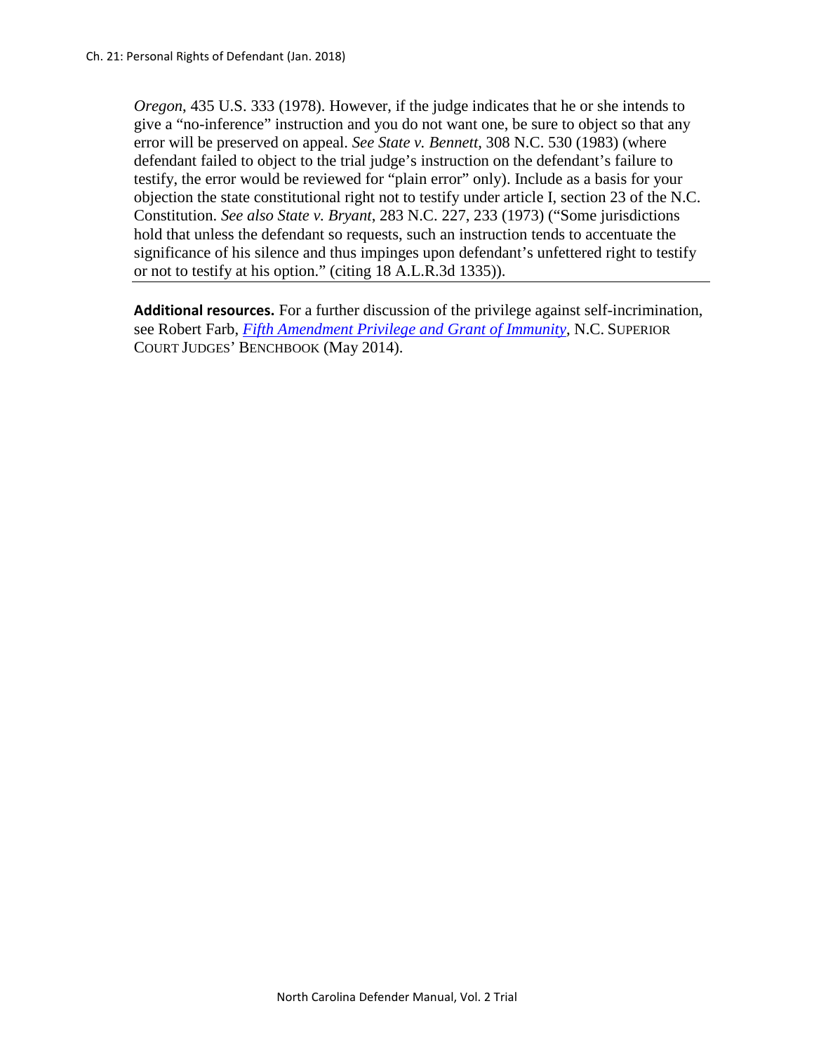*Oregon*, 435 U.S. 333 (1978). However, if the judge indicates that he or she intends to give a "no-inference" instruction and you do not want one, be sure to object so that any error will be preserved on appeal. *See State v. Bennett*, 308 N.C. 530 (1983) (where defendant failed to object to the trial judge's instruction on the defendant's failure to testify, the error would be reviewed for "plain error" only). Include as a basis for your objection the state constitutional right not to testify under article I, section 23 of the N.C. Constitution. *See also State v. Bryant*, 283 N.C. 227, 233 (1973) ("Some jurisdictions hold that unless the defendant so requests, such an instruction tends to accentuate the significance of his silence and thus impinges upon defendant's unfettered right to testify or not to testify at his option." (citing 18 A.L.R.3d 1335)).

**Additional resources.** For a further discussion of the privilege against self-incrimination, see Robert Farb, *Fifth Amendment Privilege and Grant of Immunity*, N.C. SUPERIOR COURT JUDGES' BENCHBOOK (May 2014).